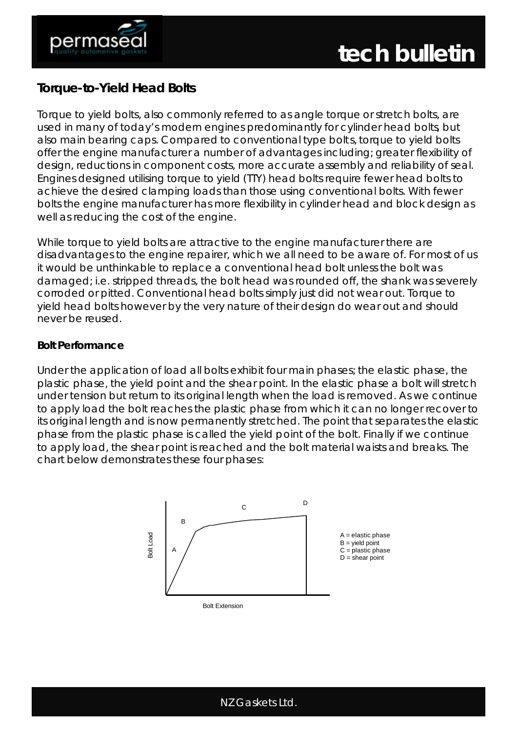## Torque-to-Yield Head Bolts

Torque to yield bolts, also commonly referred to as angle torque or stretch bolts, are used in many of today's modern engines predominantly for cylinder head bolts, but also main bearing caps. Compared to conventional type bolts, torque to yield bolts offer the engine manufacturer a number of advantages including; greater flexibility of design, reductions in component costs, more accurate assembly and reliability of seal. Engines designed utilising torque to yield (TTY) head bolts require fewer head bolts to achieve the desired clamping loads than those using conventional bolts. With fewer bolts the engine manufacturer has more flexibility in cylinder head and block design as well as reducing the cost of the engine.

While torque to yield bolts are attractive to the engine manufacturer there are disadvantages to the engine repairer, which we all need to be aware of. For most of us it would be unthinkable to replace a conventional head bolt unless the bolt was damaged; i.e. stripped threads, the bolt head was rounded off, the shank was severely corroded or pitted. Conventional head bolts simply just did not wear out. Torque to yield head bolts however by the very nature of their design do wear out and should never be reused.

### Bolt Performance

Under the application of load all bolts exhibit four main phases; the elastic phase, the plastic phase, the yield point and the shear point. In the elastic phase a bolt will stretch under tension but return to its original length when the load is removed. As we continue to apply load the bolt reaches the plastic phase from which it can no longer recover to its original length and is now permanently stretched. The point that separates the elastic phase from the plastic phase is called the yield point of the bolt. Finally if we continue to apply load, the shear point is reached and the bolt material waists and breaks. The chart below demonstrates these four phases:

A = elastic phase
B = yield point
C = plastic phase
D = shear point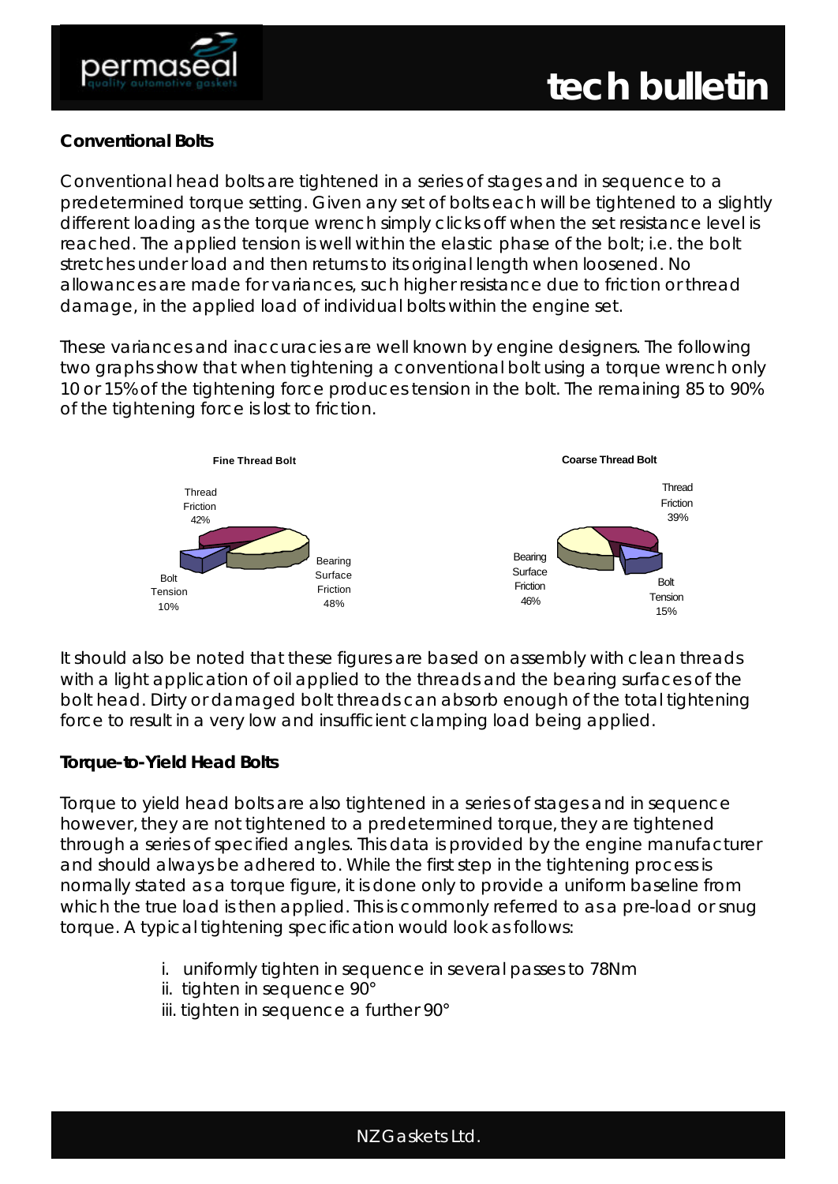### Conventional Bolts

Conventional head bolts are tightened in a series of stages and in sequence to a predetermined torque setting. Given any set of bolts each will be tightened to a slightly different loading as the torque wrench simply clicks off when the set resistance level is reached. The applied tension is well within the elastic phase of the bolt; i.e. the bolt stretches under load and then returns to its original length when loosened. No allowances are made for variances, such higher resistance due to friction or thread damage, in the applied load of individual bolts within the engine set.

These variances and inaccuracies are well known by engine designers. The following two graphs show that when tightening a conventional bolt using a torque wrench only 10 or 15% of the tightening force produces tension in the bolt. The remaining 85 to 90% of the tightening force is lost to friction.

**Fine Thread Bolt**

Thread Friction 42%

Bearing Surface Friction 48%

Bolt Tension 10%

**Coarse Thread Bolt**

Thread Friction 39%

Bearing Surface Friction 46%

Bolt Tension 15%

It should also be noted that these figures are based on assembly with clean threads with a light application of oil applied to the threads and the bearing surfaces of the bolt head. Dirty or damaged bolt threads can absorb enough of the total tightening force to result in a very low and insufficient clamping load being applied.

### Torque-to-Yield Head Bolts

Torque to yield head bolts are also tightened in a series of stages and in sequence however, they are not tightened to a predetermined torque, they are tightened through a series of specified angles. This data is provided by the engine manufacturer and should always be adhered to. While the first step in the tightening process is normally stated as a torque figure, it is done only to provide a uniform baseline from which the true load is then applied. This is commonly referred to as a pre-load or snug torque. A typical tightening specification would look as follows:

i. uniformly tighten in sequence in several passes to 78Nm
ii. tighten in sequence 90°
iii. tighten in sequence a further 90°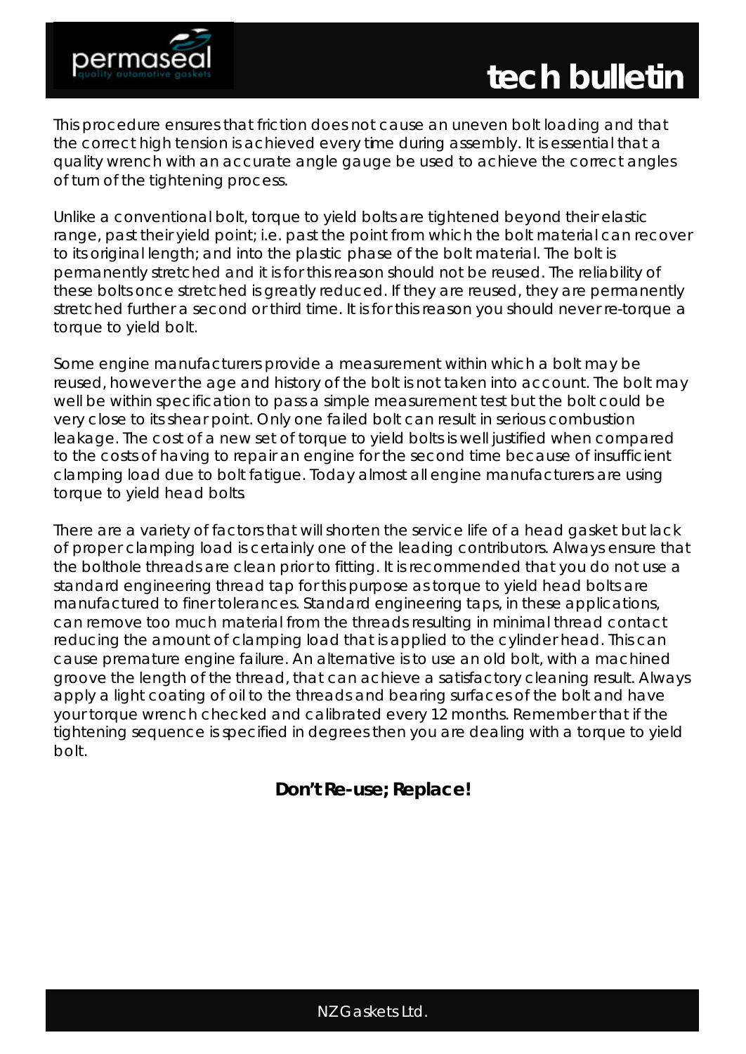This procedure ensures that friction does not cause an uneven bolt loading and that the correct high tension is achieved every time during assembly. It is essential that a quality wrench with an accurate angle gauge be used to achieve the correct angles of turn of the tightening process.

Unlike a conventional bolt, torque to yield bolts are tightened beyond their elastic range, past their yield point; i.e. past the point from which the bolt material can recover to its original length; and into the plastic phase of the bolt material. The bolt is permanently stretched and it is for this reason should not be reused. The reliability of these bolts once stretched is greatly reduced. If they are reused, they are permanently stretched further a second or third time. It is for this reason you should never re-torque a torque to yield bolt.

Some engine manufacturers provide a measurement within which a bolt may be reused, however the age and history of the bolt is not taken into account. The bolt may well be within specification to pass a simple measurement test but the bolt could be very close to its shear point. Only one failed bolt can result in serious combustion leakage. The cost of a new set of torque to yield bolts is well justified when compared to the costs of having to repair an engine for the second time because of insufficient clamping load due to bolt fatigue. Today almost all engine manufacturers are using torque to yield head bolts.

There are a variety of factors that will shorten the service life of a head gasket but lack of proper clamping load is certainly one of the leading contributors. Always ensure that the bolthole threads are clean prior to fitting. It is recommended that you do not use a standard engineering thread tap for this purpose as torque to yield head bolts are manufactured to finer tolerances. Standard engineering taps, in these applications, can remove too much material from the threads resulting in minimal thread contact reducing the amount of clamping load that is applied to the cylinder head. This can cause premature engine failure. An alternative is to use an old bolt, with a machined groove the length of the thread, that can achieve a satisfactory cleaning result. Always apply a light coating of oil to the threads and bearing surfaces of the bolt and have your torque wrench checked and calibrated every 12 months. Remember that if the tightening sequence is specified in degrees then you are dealing with a torque to yield bolt.

**Don't Re-use; Replace!**